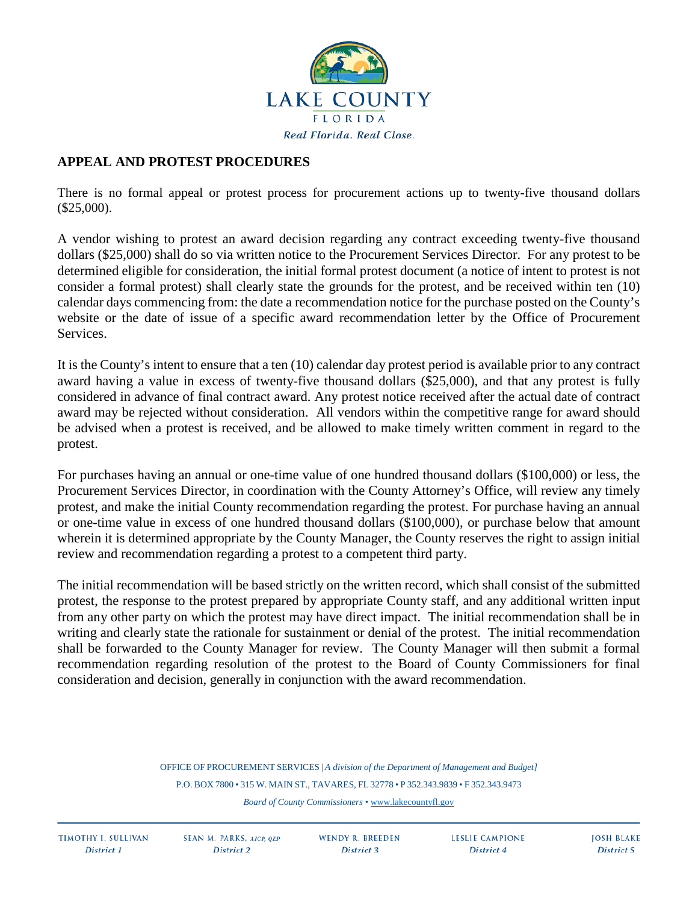LAKE COUNTY
FLORIDA
*Real Florida. Real Close.*

## APPEAL AND PROTEST PROCEDURES

There is no formal appeal or protest process for procurement actions up to twenty-five thousand dollars ($25,000).

A vendor wishing to protest an award decision regarding any contract exceeding twenty-five thousand dollars ($25,000) shall do so via written notice to the Procurement Services Director. For any protest to be determined eligible for consideration, the initial formal protest document (a notice of intent to protest is not consider a formal protest) shall clearly state the grounds for the protest, and be received within ten (10) calendar days commencing from: the date a recommendation notice for the purchase posted on the County's website or the date of issue of a specific award recommendation letter by the Office of Procurement Services.

It is the County's intent to ensure that a ten (10) calendar day protest period is available prior to any contract award having a value in excess of twenty-five thousand dollars ($25,000), and that any protest is fully considered in advance of final contract award. Any protest notice received after the actual date of contract award may be rejected without consideration. All vendors within the competitive range for award should be advised when a protest is received, and be allowed to make timely written comment in regard to the protest.

For purchases having an annual or one-time value of one hundred thousand dollars ($100,000) or less, the Procurement Services Director, in coordination with the County Attorney's Office, will review any timely protest, and make the initial County recommendation regarding the protest. For purchase having an annual or one-time value in excess of one hundred thousand dollars ($100,000), or purchase below that amount wherein it is determined appropriate by the County Manager, the County reserves the right to assign initial review and recommendation regarding a protest to a competent third party.

The initial recommendation will be based strictly on the written record, which shall consist of the submitted protest, the response to the protest prepared by appropriate County staff, and any additional written input from any other party on which the protest may have direct impact. The initial recommendation shall be in writing and clearly state the rationale for sustainment or denial of the protest. The initial recommendation shall be forwarded to the County Manager for review. The County Manager will then submit a formal recommendation regarding resolution of the protest to the Board of County Commissioners for final consideration and decision, generally in conjunction with the award recommendation.

OFFICE OF PROCUREMENT SERVICES | *A division of the Department of Management and Budget]*

P.O. BOX 7800 • 315 W. MAIN ST., TAVARES, FL 32778 • P 352.343.9839 • F 352.343.9473

*Board of County Commissioners* • www.lakecountyfl.gov

| TIMOTHY I. SULLIVAN | SEAN M. PARKS, AICP, QEP | WENDY R. BREEDEN | LESLIE CAMPIONE | JOSH BLAKE |
|---|---|---|---|---|
| *District 1* | *District 2* | *District 3* | *District 4* | *District 5* |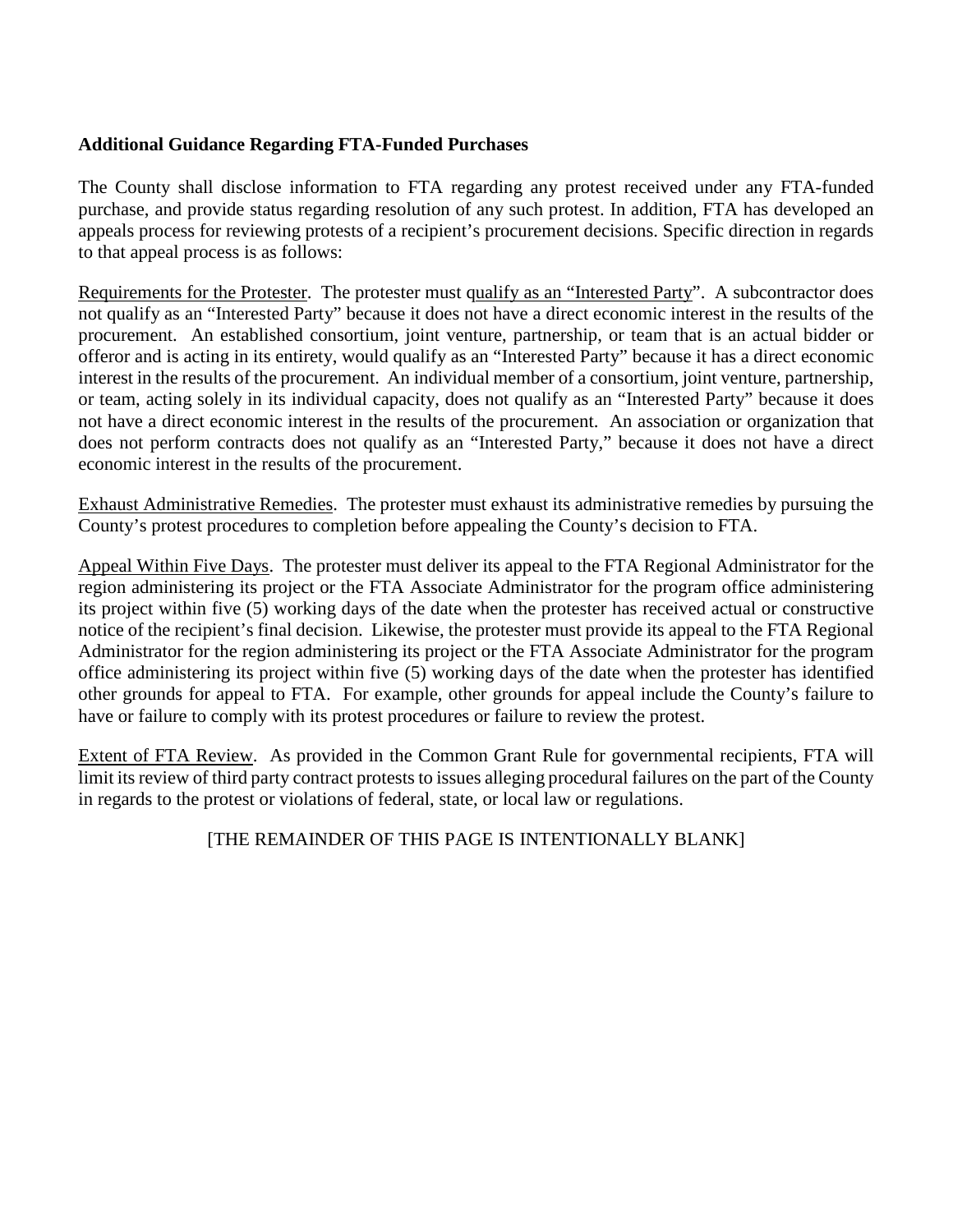**Additional Guidance Regarding FTA-Funded Purchases**

The County shall disclose information to FTA regarding any protest received under any FTA-funded purchase, and provide status regarding resolution of any such protest. In addition, FTA has developed an appeals process for reviewing protests of a recipient's procurement decisions. Specific direction in regards to that appeal process is as follows:

Requirements for the Protester. The protester must qualify as an "Interested Party". A subcontractor does not qualify as an "Interested Party" because it does not have a direct economic interest in the results of the procurement. An established consortium, joint venture, partnership, or team that is an actual bidder or offeror and is acting in its entirety, would qualify as an "Interested Party" because it has a direct economic interest in the results of the procurement. An individual member of a consortium, joint venture, partnership, or team, acting solely in its individual capacity, does not qualify as an "Interested Party" because it does not have a direct economic interest in the results of the procurement. An association or organization that does not perform contracts does not qualify as an "Interested Party," because it does not have a direct economic interest in the results of the procurement.

Exhaust Administrative Remedies. The protester must exhaust its administrative remedies by pursuing the County's protest procedures to completion before appealing the County's decision to FTA.

Appeal Within Five Days. The protester must deliver its appeal to the FTA Regional Administrator for the region administering its project or the FTA Associate Administrator for the program office administering its project within five (5) working days of the date when the protester has received actual or constructive notice of the recipient's final decision. Likewise, the protester must provide its appeal to the FTA Regional Administrator for the region administering its project or the FTA Associate Administrator for the program office administering its project within five (5) working days of the date when the protester has identified other grounds for appeal to FTA. For example, other grounds for appeal include the County's failure to have or failure to comply with its protest procedures or failure to review the protest.

Extent of FTA Review. As provided in the Common Grant Rule for governmental recipients, FTA will limit its review of third party contract protests to issues alleging procedural failures on the part of the County in regards to the protest or violations of federal, state, or local law or regulations.

[THE REMAINDER OF THIS PAGE IS INTENTIONALLY BLANK]